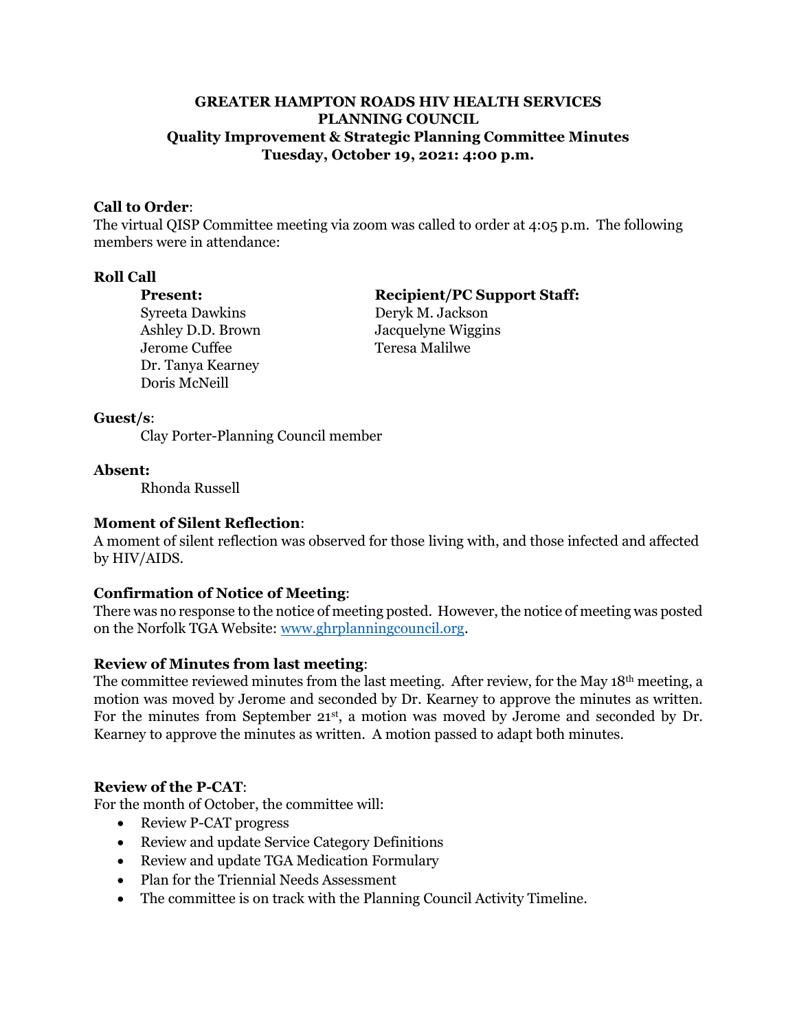**GREATER HAMPTON ROADS HIV HEALTH SERVICES PLANNING COUNCIL**
**Quality Improvement & Strategic Planning Committee Minutes**
**Tuesday, October 19, 2021: 4:00 p.m.**

**Call to Order**:
The virtual QISP Committee meeting via zoom was called to order at 4:05 p.m. The following members were in attendance:

**Roll Call**

**Present:**
Syreeta Dawkins
Ashley D.D. Brown
Jerome Cuffee
Dr. Tanya Kearney
Doris McNeill

**Recipient/PC Support Staff:**
Deryk M. Jackson
Jacquelyne Wiggins
Teresa Malilwe

**Guest/s**:
Clay Porter-Planning Council member

**Absent:**
Rhonda Russell

**Moment of Silent Reflection**:
A moment of silent reflection was observed for those living with, and those infected and affected by HIV/AIDS.

**Confirmation of Notice of Meeting**:
There was no response to the notice of meeting posted. However, the notice of meeting was posted on the Norfolk TGA Website: [www.ghrplanningcouncil.org](http://www.ghrplanningcouncil.org).

**Review of Minutes from last meeting**:
The committee reviewed minutes from the last meeting. After review, for the May 18th meeting, a motion was moved by Jerome and seconded by Dr. Kearney to approve the minutes as written. For the minutes from September 21st, a motion was moved by Jerome and seconded by Dr. Kearney to approve the minutes as written. A motion passed to adapt both minutes.

**Review of the P-CAT**:
For the month of October, the committee will:

- Review P-CAT progress
- Review and update Service Category Definitions
- Review and update TGA Medication Formulary
- Plan for the Triennial Needs Assessment
- The committee is on track with the Planning Council Activity Timeline.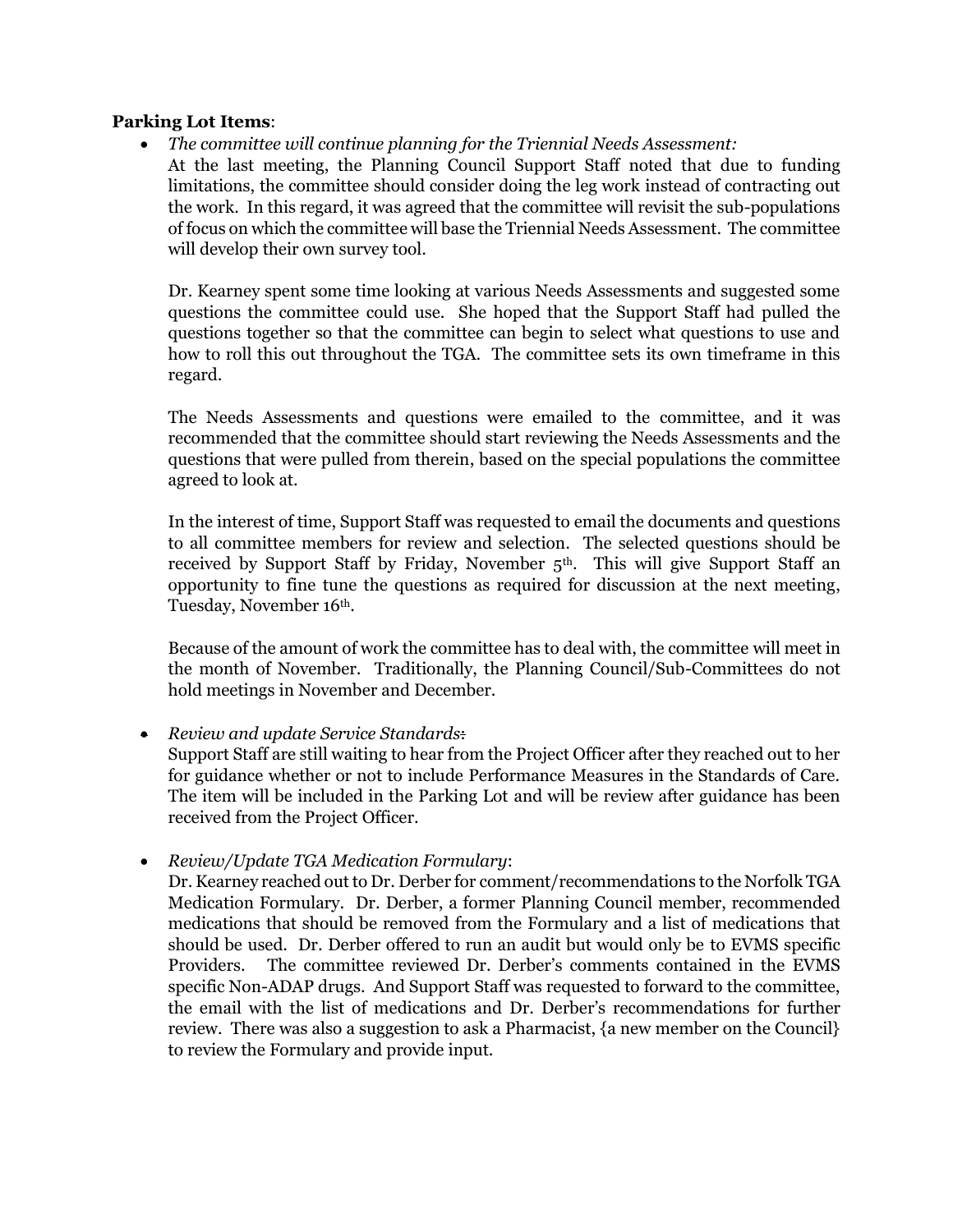**Parking Lot Items**:

- *The committee will continue planning for the Triennial Needs Assessment:*
  At the last meeting, the Planning Council Support Staff noted that due to funding limitations, the committee should consider doing the leg work instead of contracting out the work. In this regard, it was agreed that the committee will revisit the sub-populations of focus on which the committee will base the Triennial Needs Assessment. The committee will develop their own survey tool.

  Dr. Kearney spent some time looking at various Needs Assessments and suggested some questions the committee could use. She hoped that the Support Staff had pulled the questions together so that the committee can begin to select what questions to use and how to roll this out throughout the TGA. The committee sets its own timeframe in this regard.

  The Needs Assessments and questions were emailed to the committee, and it was recommended that the committee should start reviewing the Needs Assessments and the questions that were pulled from therein, based on the special populations the committee agreed to look at.

  In the interest of time, Support Staff was requested to email the documents and questions to all committee members for review and selection. The selected questions should be received by Support Staff by Friday, November 5th. This will give Support Staff an opportunity to fine tune the questions as required for discussion at the next meeting, Tuesday, November 16th.

  Because of the amount of work the committee has to deal with, the committee will meet in the month of November. Traditionally, the Planning Council/Sub-Committees do not hold meetings in November and December.

- *Review and update Service Standards:*
  Support Staff are still waiting to hear from the Project Officer after they reached out to her for guidance whether or not to include Performance Measures in the Standards of Care. The item will be included in the Parking Lot and will be review after guidance has been received from the Project Officer.

- *Review/Update TGA Medication Formulary*:
  Dr. Kearney reached out to Dr. Derber for comment/recommendations to the Norfolk TGA Medication Formulary. Dr. Derber, a former Planning Council member, recommended medications that should be removed from the Formulary and a list of medications that should be used. Dr. Derber offered to run an audit but would only be to EVMS specific Providers. The committee reviewed Dr. Derber's comments contained in the EVMS specific Non-ADAP drugs. And Support Staff was requested to forward to the committee, the email with the list of medications and Dr. Derber's recommendations for further review. There was also a suggestion to ask a Pharmacist, {a new member on the Council} to review the Formulary and provide input.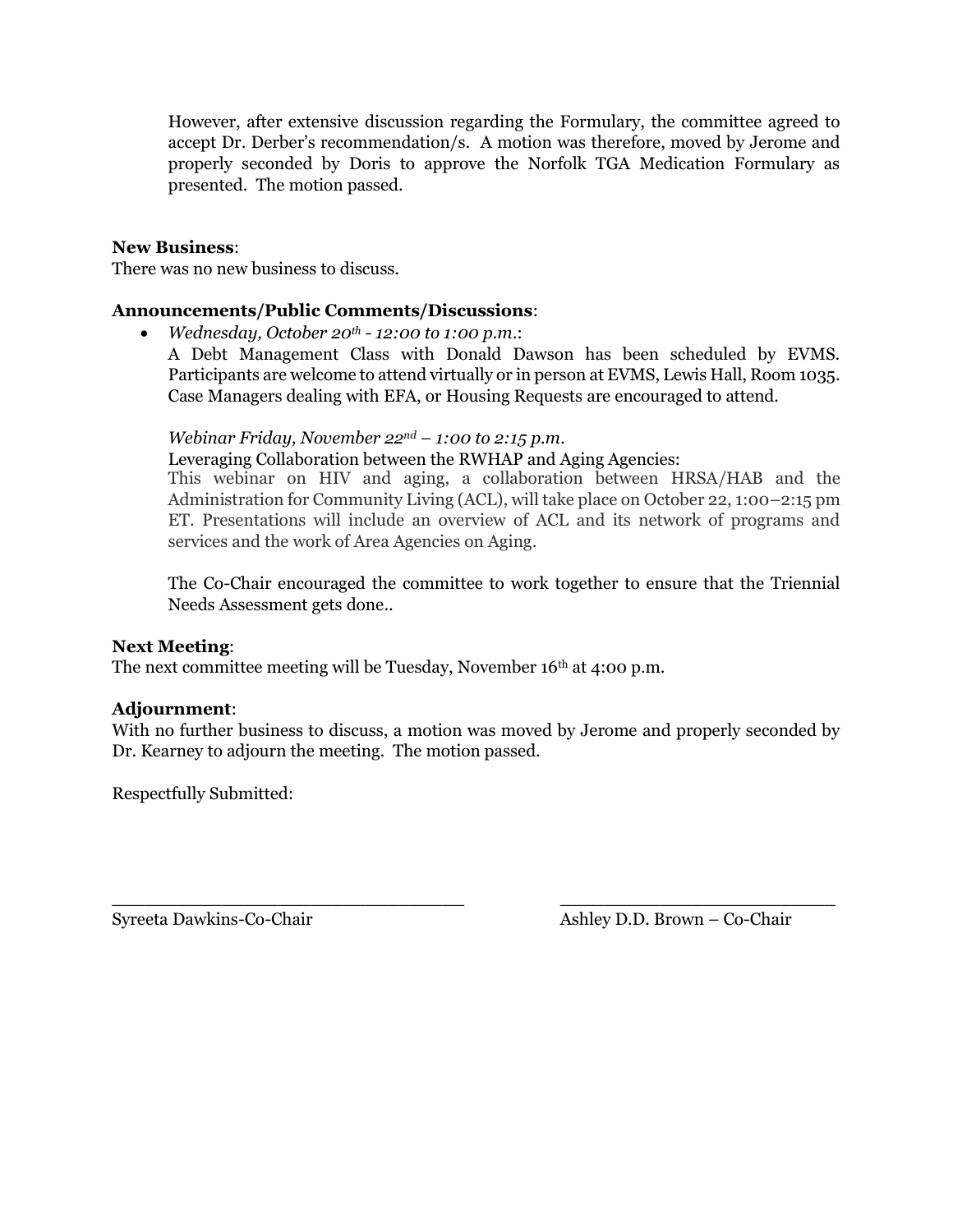However, after extensive discussion regarding the Formulary, the committee agreed to accept Dr. Derber's recommendation/s. A motion was therefore, moved by Jerome and properly seconded by Doris to approve the Norfolk TGA Medication Formulary as presented. The motion passed.

**New Business**:
There was no new business to discuss.

**Announcements/Public Comments/Discussions**:

- *Wednesday, October 20th - 12:00 to 1:00 p.m.*:
  A Debt Management Class with Donald Dawson has been scheduled by EVMS. Participants are welcome to attend virtually or in person at EVMS, Lewis Hall, Room 1035. Case Managers dealing with EFA, or Housing Requests are encouraged to attend.

  *Webinar Friday, November 22nd – 1:00 to 2:15 p.m.*
  Leveraging Collaboration between the RWHAP and Aging Agencies:
  This webinar on HIV and aging, a collaboration between HRSA/HAB and the Administration for Community Living (ACL), will take place on October 22, 1:00–2:15 pm ET. Presentations will include an overview of ACL and its network of programs and services and the work of Area Agencies on Aging.

  The Co-Chair encouraged the committee to work together to ensure that the Triennial Needs Assessment gets done..

**Next Meeting**:
The next committee meeting will be Tuesday, November 16th at 4:00 p.m.

**Adjournment**:
With no further business to discuss, a motion was moved by Jerome and properly seconded by Dr. Kearney to adjourn the meeting. The motion passed.

Respectfully Submitted:

\_\_\_\_\_\_\_\_\_\_\_\_\_\_\_\_\_\_\_\_\_\_\_\_\_\_\_\_\_\_\_\_ \_\_\_\_\_\_\_\_\_\_\_\_\_\_\_\_\_\_\_\_\_\_\_\_\_\_\_\_

Syreeta Dawkins-Co-Chair Ashley D.D. Brown – Co-Chair